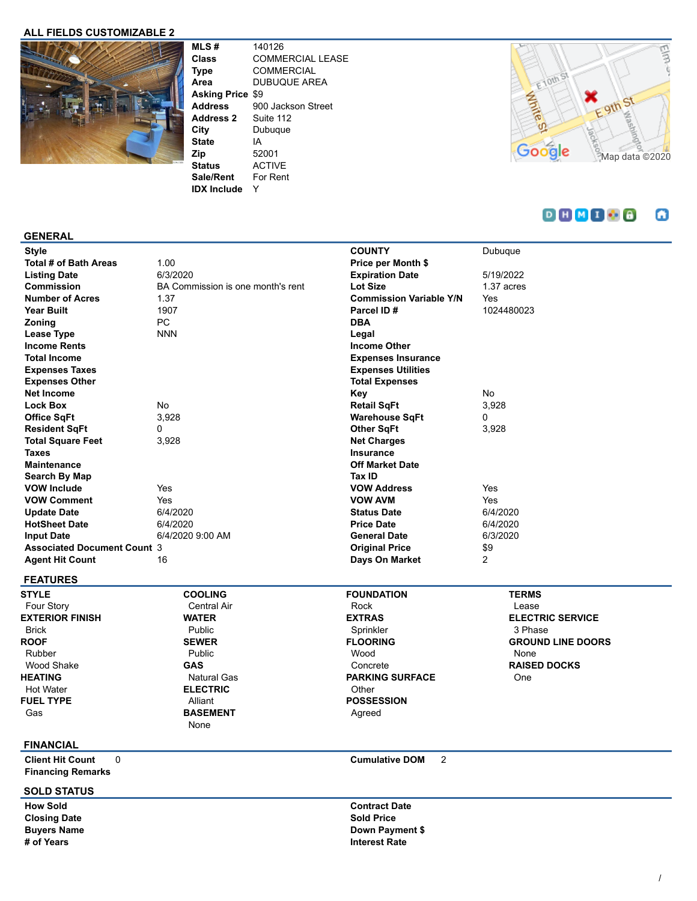## ALL FIELDS CUSTOMIZABLE 2

| | |
|---|---|
| **MLS #** | 140126 |
| **Class** | COMMERCIAL LEASE |
| **Type** | COMMERCIAL |
| **Area** | DUBUQUE AREA |
| **Asking Price** | $9 |
| **Address** | 900 Jackson Street |
| **Address 2** | Suite 112 |
| **City** | Dubuque |
| **State** | IA |
| **Zip** | 52001 |
| **Status** | ACTIVE |
| **Sale/Rent** | For Rent |
| **IDX Include** | Y |

## GENERAL

| | | | |
|---|---|---|---|
| **Style** | | **COUNTY** | Dubuque |
| **Total # of Bath Areas** | 1.00 | **Price per Month $** | |
| **Listing Date** | 6/3/2020 | **Expiration Date** | 5/19/2022 |
| **Commission** | BA Commission is one month's rent | **Lot Size** | 1.37 acres |
| **Number of Acres** | 1.37 | **Commission Variable Y/N** | Yes |
| **Year Built** | 1907 | **Parcel ID #** | 1024480023 |
| **Zoning** | PC | **DBA** | |
| **Lease Type** | NNN | **Legal** | |
| **Income Rents** | | **Income Other** | |
| **Total Income** | | **Expenses Insurance** | |
| **Expenses Taxes** | | **Expenses Utilities** | |
| **Expenses Other** | | **Total Expenses** | |
| **Net Income** | | **Key** | No |
| **Lock Box** | No | **Retail SqFt** | 3,928 |
| **Office SqFt** | 3,928 | **Warehouse SqFt** | 0 |
| **Resident SqFt** | 0 | **Other SqFt** | 3,928 |
| **Total Square Feet** | 3,928 | **Net Charges** | |
| **Taxes** | | **Insurance** | |
| **Maintenance** | | **Off Market Date** | |
| **Search By Map** | | **Tax ID** | |
| **VOW Include** | Yes | **VOW Address** | Yes |
| **VOW Comment** | Yes | **VOW AVM** | Yes |
| **Update Date** | 6/4/2020 | **Status Date** | 6/4/2020 |
| **HotSheet Date** | 6/4/2020 | **Price Date** | 6/4/2020 |
| **Input Date** | 6/4/2020 9:00 AM | **General Date** | 6/3/2020 |
| **Associated Document Count** | 3 | **Original Price** | $9 |
| **Agent Hit Count** | 16 | **Days On Market** | 2 |

## FEATURES

**STYLE**
Four Story

**EXTERIOR FINISH**
Brick

**ROOF**
Rubber
Wood Shake

**HEATING**
Hot Water

**FUEL TYPE**
Gas

**COOLING**
Central Air

**WATER**
Public

**SEWER**
Public

**GAS**
Natural Gas

**ELECTRIC**
Alliant

**BASEMENT**
None

**FOUNDATION**
Rock

**EXTRAS**
Sprinkler

**FLOORING**
Wood
Concrete

**PARKING SURFACE**
Other

**POSSESSION**
Agreed

**TERMS**
Lease

**ELECTRIC SERVICE**
3 Phase

**GROUND LINE DOORS**
None

**RAISED DOCKS**
One

## FINANCIAL

| | | | |
|---|---|---|---|
| **Client Hit Count** | 0 | **Cumulative DOM** | 2 |
| **Financing Remarks** | | | |

## SOLD STATUS

| | | | |
|---|---|---|---|
| **How Sold** | | **Contract Date** | |
| **Closing Date** | | **Sold Price** | |
| **Buyers Name** | | **Down Payment $** | |
| **# of Years** | | **Interest Rate** | |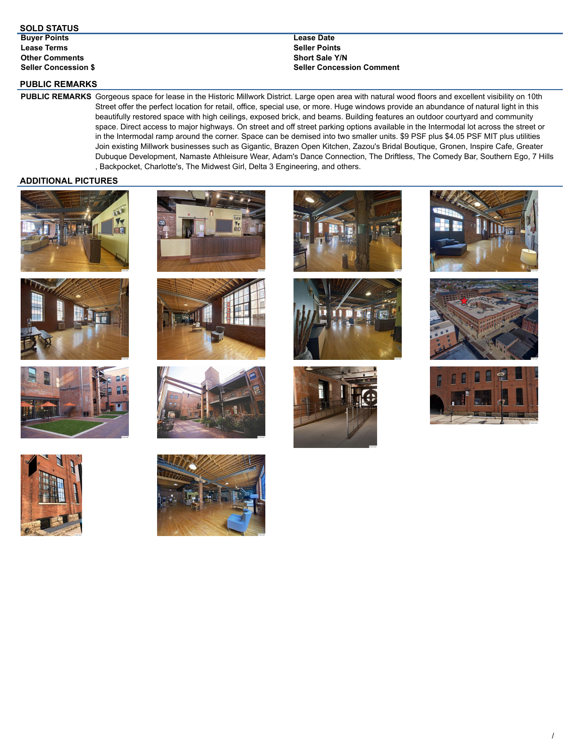## SOLD STATUS

| | |
|---|---|
| **Buyer Points** | **Lease Date** |
| **Lease Terms** | **Seller Points** |
| **Other Comments** | **Short Sale Y/N** |
| **Seller Concession $** | **Seller Concession Comment** |

## PUBLIC REMARKS

**PUBLIC REMARKS** Gorgeous space for lease in the Historic Millwork District. Large open area with natural wood floors and excellent visibility on 10th Street offer the perfect location for retail, office, special use, or more. Huge windows provide an abundance of natural light in this beautifully restored space with high ceilings, exposed brick, and beams. Building features an outdoor courtyard and community space. Direct access to major highways. On street and off street parking options available in the Intermodal lot across the street or in the Intermodal ramp around the corner. Space can be demised into two smaller units. $9 PSF plus $4.05 PSF MIT plus utilities Join existing Millwork businesses such as Gigantic, Brazen Open Kitchen, Zazou's Bridal Boutique, Gronen, Inspire Cafe, Greater Dubuque Development, Namaste Athleisure Wear, Adam's Dance Connection, The Driftless, The Comedy Bar, Southern Ego, 7 Hills , Backpocket, Charlotte's, The Midwest Girl, Delta 3 Engineering, and others.

## ADDITIONAL PICTURES